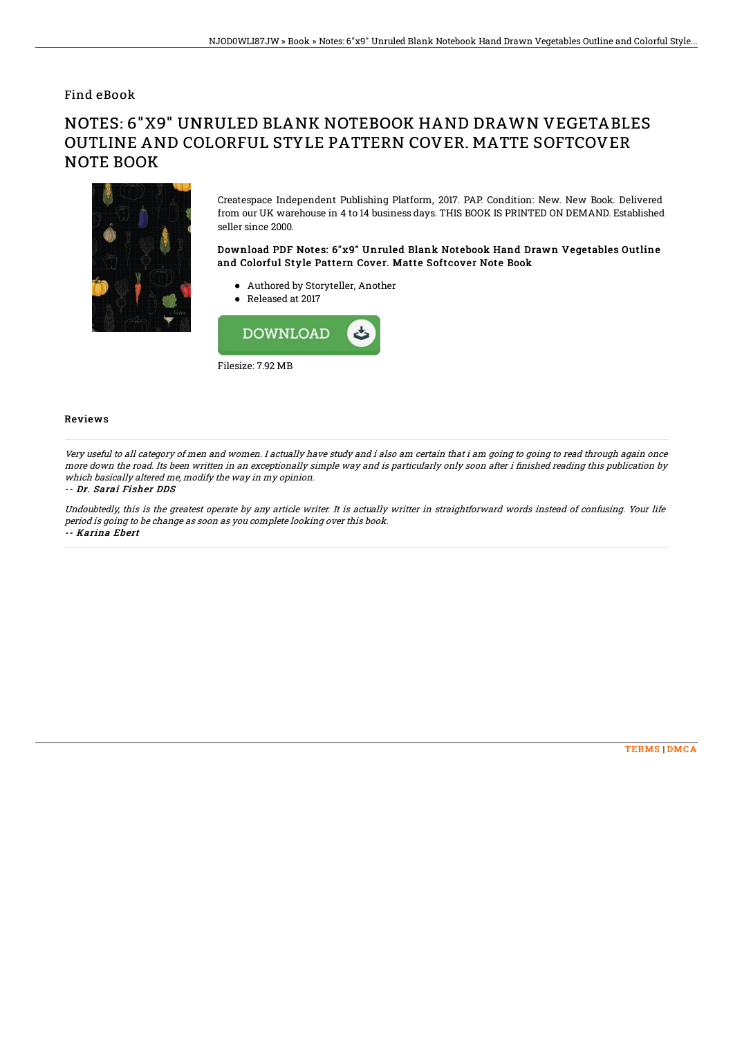Find eBook

# NOTES: 6"X9" UNRULED BLANK NOTEBOOK HAND DRAWN VEGETABLES OUTLINE AND COLORFUL STYLE PATTERN COVER. MATTE SOFTCOVER NOTE BOOK

Createspace Independent Publishing Platform, 2017. PAP. Condition: New. New Book. Delivered from our UK warehouse in 4 to 14 business days. THIS BOOK IS PRINTED ON DEMAND. Established seller since 2000.

### Download PDF Notes: 6"x9" Unruled Blank Notebook Hand Drawn Vegetables Outline and Colorful Style Pattern Cover. Matte Softcover Note Book

- Authored by Storyteller, Another
- Released at 2017

DOWNLOAD

Filesize: 7.92 MB

## Reviews

*Very useful to all category of men and women. I actually have study and i also am certain that i am going to going to read through again once more down the road. Its been written in an exceptionally simple way and is particularly only soon after i finished reading this publication by which basically altered me, modify the way in my opinion.*

*-- Dr. Sarai Fisher DDS*

*Undoubtedly, this is the greatest operate by any article writer. It is actually writter in straightforward words instead of confusing. Your life period is going to be change as soon as you complete looking over this book.*

*-- Karina Ebert*

TERMS | DMCA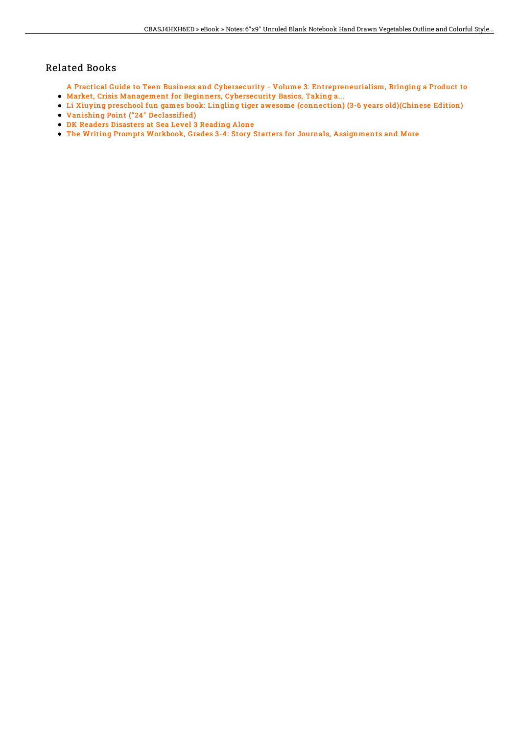## Related Books

- A Practical Guide to Teen Business and Cybersecurity - Volume 3: Entrepreneurialism, Bringing a Product to Market, Crisis Management for Beginners, Cybersecurity Basics, Taking a...
- Li Xiuying preschool fun games book: Lingling tiger awesome (connection) (3-6 years old)(Chinese Edition)
- Vanishing Point ("24" Declassified)
- DK Readers Disasters at Sea Level 3 Reading Alone
- The Writing Prompts Workbook, Grades 3-4: Story Starters for Journals, Assignments and More